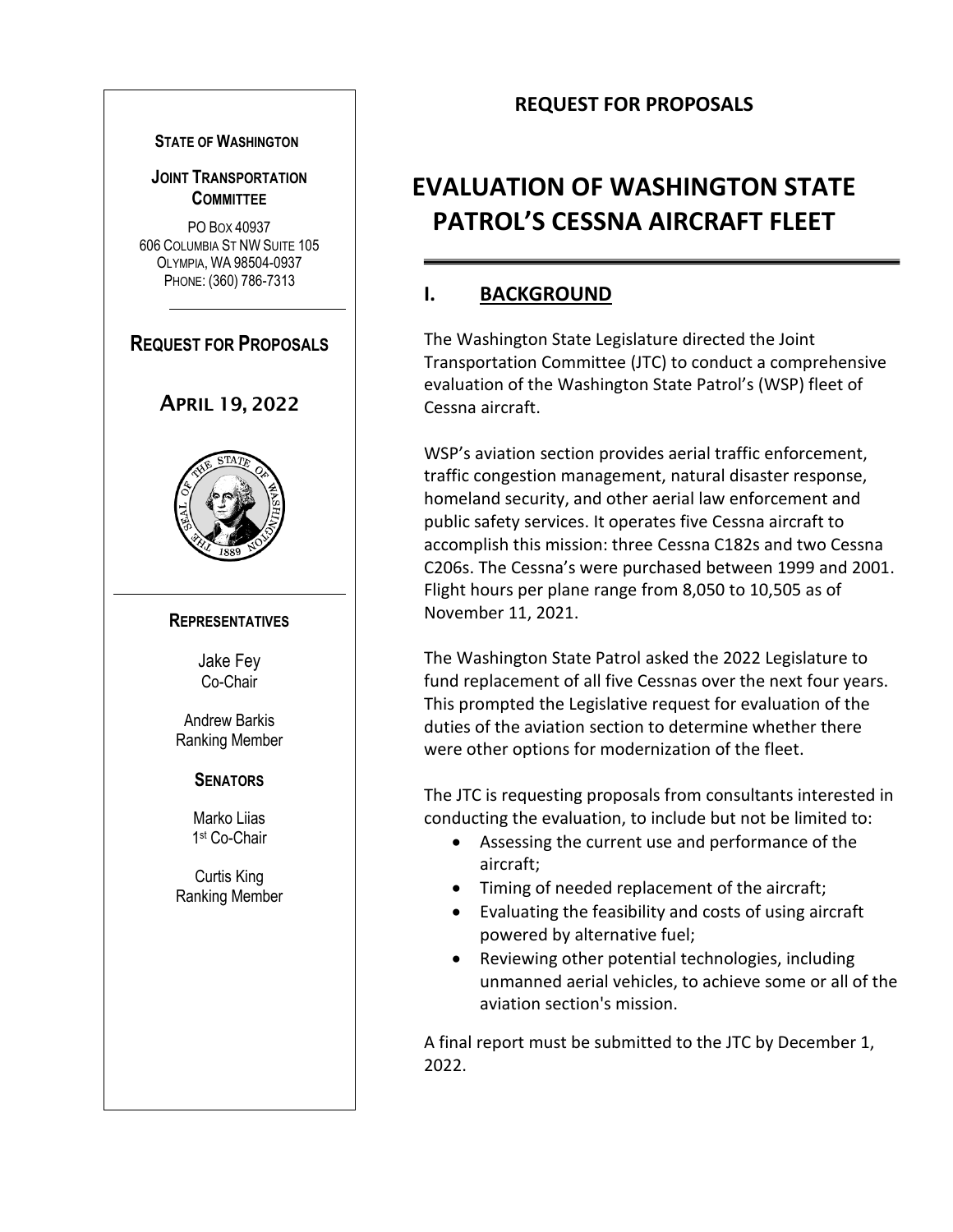**STATE OF WASHINGTON**

**JOINT TRANSPORTATION COMMITTEE**

PO BOX 40937
606 COLUMBIA ST NW SUITE 105
OLYMPIA, WA 98504-0937
PHONE: (360) 786-7313

**REQUEST FOR PROPOSALS**

**APRIL 19, 2022**

**REPRESENTATIVES**

Jake Fey
Co-Chair

Andrew Barkis
Ranking Member

**SENATORS**

Marko Liias
1st Co-Chair

Curtis King
Ranking Member

**REQUEST FOR PROPOSALS**

# EVALUATION OF WASHINGTON STATE PATROL'S CESSNA AIRCRAFT FLEET

## I. BACKGROUND

The Washington State Legislature directed the Joint Transportation Committee (JTC) to conduct a comprehensive evaluation of the Washington State Patrol's (WSP) fleet of Cessna aircraft.

WSP's aviation section provides aerial traffic enforcement, traffic congestion management, natural disaster response, homeland security, and other aerial law enforcement and public safety services. It operates five Cessna aircraft to accomplish this mission: three Cessna C182s and two Cessna C206s. The Cessna's were purchased between 1999 and 2001. Flight hours per plane range from 8,050 to 10,505 as of November 11, 2021.

The Washington State Patrol asked the 2022 Legislature to fund replacement of all five Cessnas over the next four years. This prompted the Legislative request for evaluation of the duties of the aviation section to determine whether there were other options for modernization of the fleet.

The JTC is requesting proposals from consultants interested in conducting the evaluation, to include but not be limited to:

- Assessing the current use and performance of the aircraft;
- Timing of needed replacement of the aircraft;
- Evaluating the feasibility and costs of using aircraft powered by alternative fuel;
- Reviewing other potential technologies, including unmanned aerial vehicles, to achieve some or all of the aviation section's mission.

A final report must be submitted to the JTC by December 1, 2022.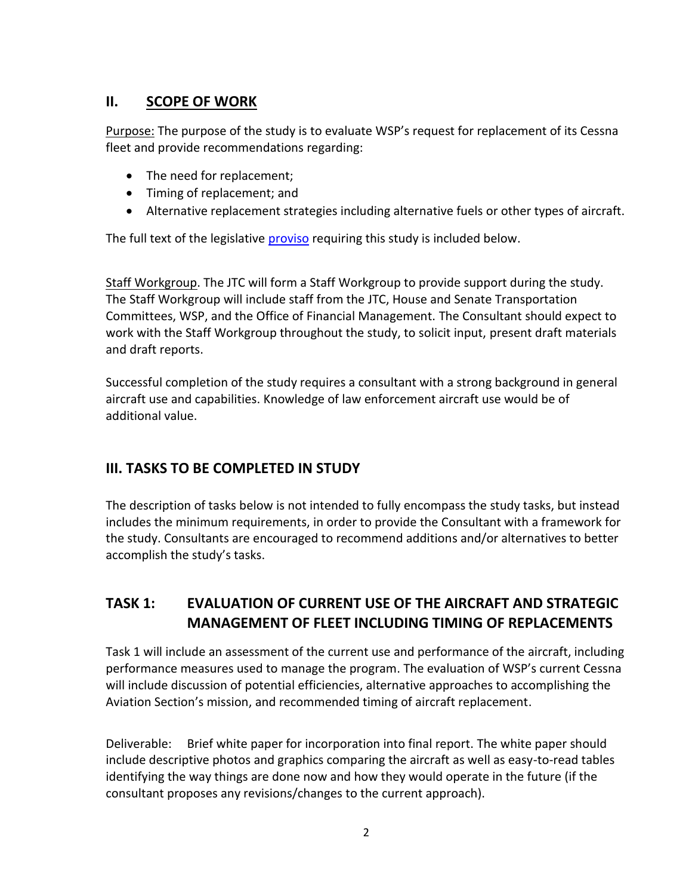## II. SCOPE OF WORK

Purpose: The purpose of the study is to evaluate WSP's request for replacement of its Cessna fleet and provide recommendations regarding:

- The need for replacement;
- Timing of replacement; and
- Alternative replacement strategies including alternative fuels or other types of aircraft.

The full text of the legislative proviso requiring this study is included below.

Staff Workgroup. The JTC will form a Staff Workgroup to provide support during the study. The Staff Workgroup will include staff from the JTC, House and Senate Transportation Committees, WSP, and the Office of Financial Management. The Consultant should expect to work with the Staff Workgroup throughout the study, to solicit input, present draft materials and draft reports.

Successful completion of the study requires a consultant with a strong background in general aircraft use and capabilities. Knowledge of law enforcement aircraft use would be of additional value.

## III. TASKS TO BE COMPLETED IN STUDY

The description of tasks below is not intended to fully encompass the study tasks, but instead includes the minimum requirements, in order to provide the Consultant with a framework for the study. Consultants are encouraged to recommend additions and/or alternatives to better accomplish the study's tasks.

### TASK 1: EVALUATION OF CURRENT USE OF THE AIRCRAFT AND STRATEGIC MANAGEMENT OF FLEET INCLUDING TIMING OF REPLACEMENTS

Task 1 will include an assessment of the current use and performance of the aircraft, including performance measures used to manage the program. The evaluation of WSP's current Cessna will include discussion of potential efficiencies, alternative approaches to accomplishing the Aviation Section's mission, and recommended timing of aircraft replacement.

Deliverable: Brief white paper for incorporation into final report. The white paper should include descriptive photos and graphics comparing the aircraft as well as easy-to-read tables identifying the way things are done now and how they would operate in the future (if the consultant proposes any revisions/changes to the current approach).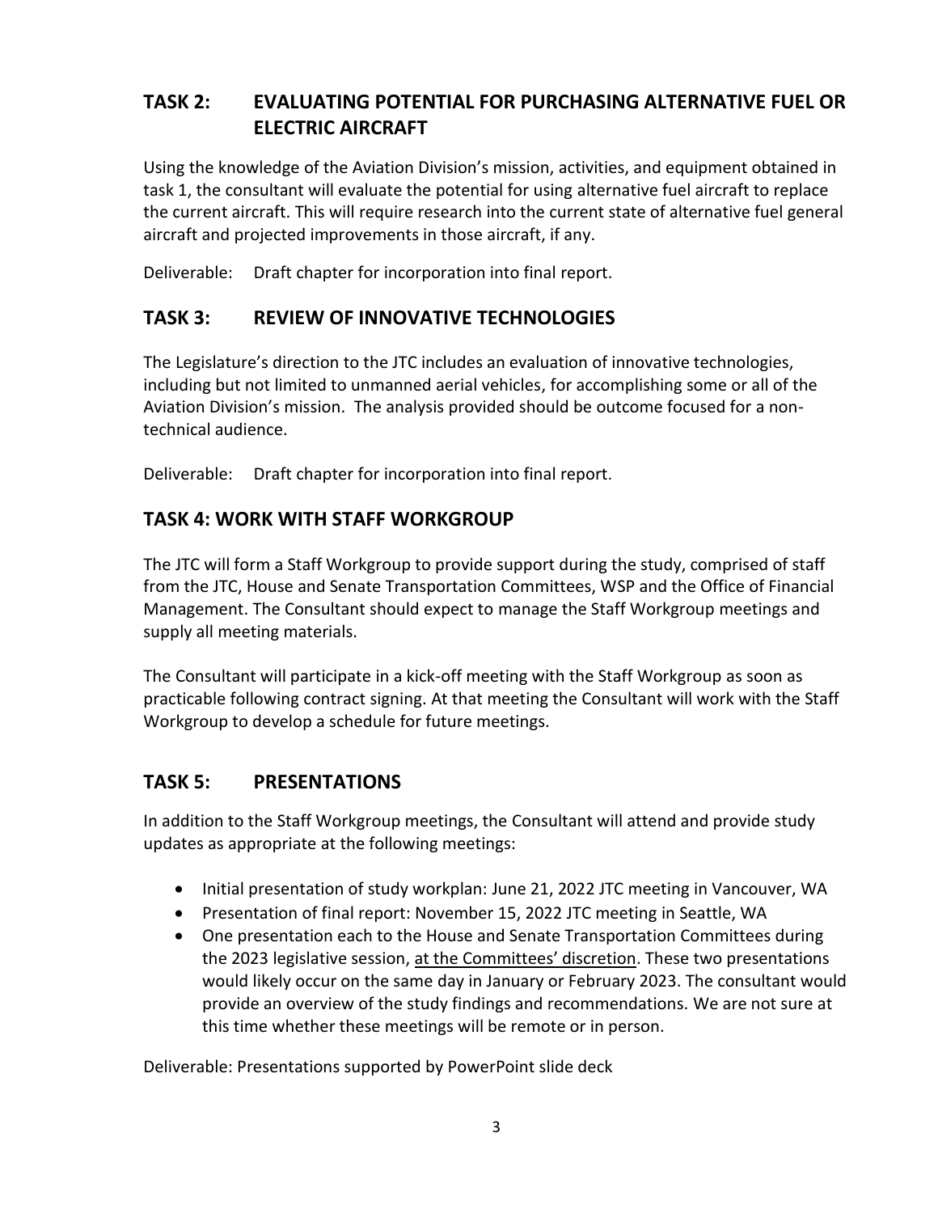## TASK 2: EVALUATING POTENTIAL FOR PURCHASING ALTERNATIVE FUEL OR ELECTRIC AIRCRAFT

Using the knowledge of the Aviation Division's mission, activities, and equipment obtained in task 1, the consultant will evaluate the potential for using alternative fuel aircraft to replace the current aircraft. This will require research into the current state of alternative fuel general aircraft and projected improvements in those aircraft, if any.

Deliverable: Draft chapter for incorporation into final report.

## TASK 3: REVIEW OF INNOVATIVE TECHNOLOGIES

The Legislature's direction to the JTC includes an evaluation of innovative technologies, including but not limited to unmanned aerial vehicles, for accomplishing some or all of the Aviation Division's mission. The analysis provided should be outcome focused for a non-technical audience.

Deliverable: Draft chapter for incorporation into final report.

## TASK 4: WORK WITH STAFF WORKGROUP

The JTC will form a Staff Workgroup to provide support during the study, comprised of staff from the JTC, House and Senate Transportation Committees, WSP and the Office of Financial Management. The Consultant should expect to manage the Staff Workgroup meetings and supply all meeting materials.

The Consultant will participate in a kick-off meeting with the Staff Workgroup as soon as practicable following contract signing. At that meeting the Consultant will work with the Staff Workgroup to develop a schedule for future meetings.

## TASK 5: PRESENTATIONS

In addition to the Staff Workgroup meetings, the Consultant will attend and provide study updates as appropriate at the following meetings:

- Initial presentation of study workplan: June 21, 2022 JTC meeting in Vancouver, WA
- Presentation of final report: November 15, 2022 JTC meeting in Seattle, WA
- One presentation each to the House and Senate Transportation Committees during the 2023 legislative session, at the Committees' discretion. These two presentations would likely occur on the same day in January or February 2023. The consultant would provide an overview of the study findings and recommendations. We are not sure at this time whether these meetings will be remote or in person.

Deliverable: Presentations supported by PowerPoint slide deck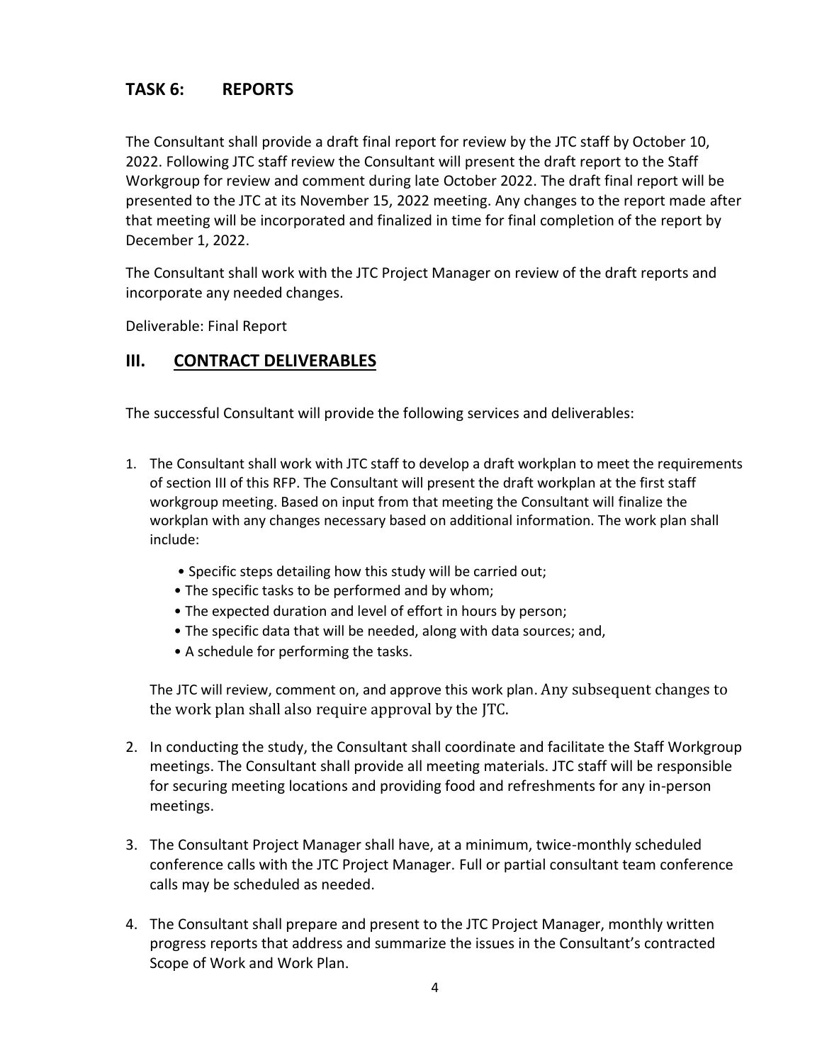## TASK 6: REPORTS

The Consultant shall provide a draft final report for review by the JTC staff by October 10, 2022. Following JTC staff review the Consultant will present the draft report to the Staff Workgroup for review and comment during late October 2022. The draft final report will be presented to the JTC at its November 15, 2022 meeting. Any changes to the report made after that meeting will be incorporated and finalized in time for final completion of the report by December 1, 2022.

The Consultant shall work with the JTC Project Manager on review of the draft reports and incorporate any needed changes.

Deliverable: Final Report

## III. CONTRACT DELIVERABLES

The successful Consultant will provide the following services and deliverables:

1. The Consultant shall work with JTC staff to develop a draft workplan to meet the requirements of section III of this RFP. The Consultant will present the draft workplan at the first staff workgroup meeting. Based on input from that meeting the Consultant will finalize the workplan with any changes necessary based on additional information. The work plan shall include:

   - Specific steps detailing how this study will be carried out;
   - The specific tasks to be performed and by whom;
   - The expected duration and level of effort in hours by person;
   - The specific data that will be needed, along with data sources; and,
   - A schedule for performing the tasks.

   The JTC will review, comment on, and approve this work plan. Any subsequent changes to the work plan shall also require approval by the JTC.

2. In conducting the study, the Consultant shall coordinate and facilitate the Staff Workgroup meetings. The Consultant shall provide all meeting materials. JTC staff will be responsible for securing meeting locations and providing food and refreshments for any in-person meetings.

3. The Consultant Project Manager shall have, at a minimum, twice-monthly scheduled conference calls with the JTC Project Manager. Full or partial consultant team conference calls may be scheduled as needed.

4. The Consultant shall prepare and present to the JTC Project Manager, monthly written progress reports that address and summarize the issues in the Consultant's contracted Scope of Work and Work Plan.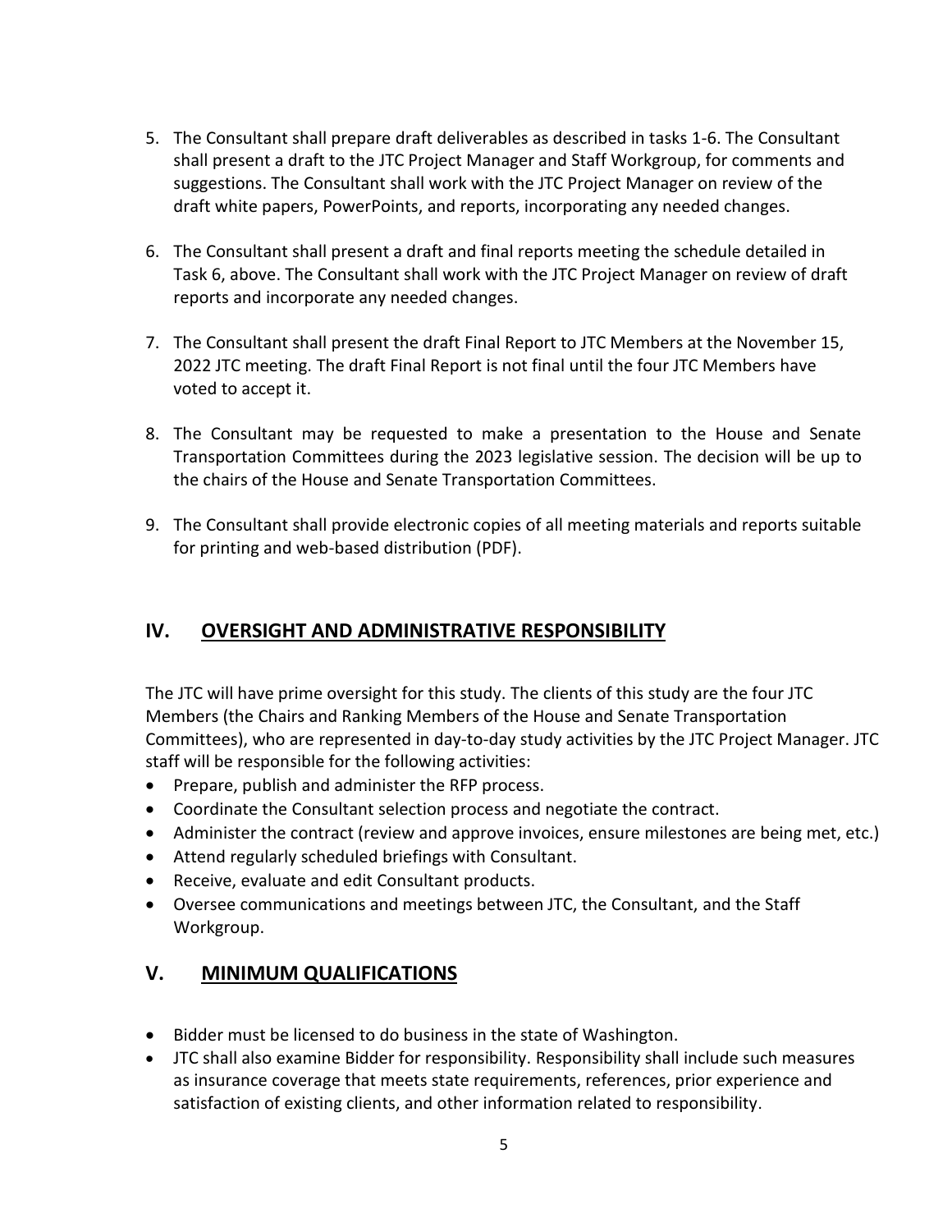5. The Consultant shall prepare draft deliverables as described in tasks 1-6. The Consultant shall present a draft to the JTC Project Manager and Staff Workgroup, for comments and suggestions. The Consultant shall work with the JTC Project Manager on review of the draft white papers, PowerPoints, and reports, incorporating any needed changes.

6. The Consultant shall present a draft and final reports meeting the schedule detailed in Task 6, above. The Consultant shall work with the JTC Project Manager on review of draft reports and incorporate any needed changes.

7. The Consultant shall present the draft Final Report to JTC Members at the November 15, 2022 JTC meeting. The draft Final Report is not final until the four JTC Members have voted to accept it.

8. The Consultant may be requested to make a presentation to the House and Senate Transportation Committees during the 2023 legislative session. The decision will be up to the chairs of the House and Senate Transportation Committees.

9. The Consultant shall provide electronic copies of all meeting materials and reports suitable for printing and web-based distribution (PDF).

## IV. OVERSIGHT AND ADMINISTRATIVE RESPONSIBILITY

The JTC will have prime oversight for this study. The clients of this study are the four JTC Members (the Chairs and Ranking Members of the House and Senate Transportation Committees), who are represented in day-to-day study activities by the JTC Project Manager. JTC staff will be responsible for the following activities:

- Prepare, publish and administer the RFP process.
- Coordinate the Consultant selection process and negotiate the contract.
- Administer the contract (review and approve invoices, ensure milestones are being met, etc.)
- Attend regularly scheduled briefings with Consultant.
- Receive, evaluate and edit Consultant products.
- Oversee communications and meetings between JTC, the Consultant, and the Staff Workgroup.

## V. MINIMUM QUALIFICATIONS

- Bidder must be licensed to do business in the state of Washington.
- JTC shall also examine Bidder for responsibility. Responsibility shall include such measures as insurance coverage that meets state requirements, references, prior experience and satisfaction of existing clients, and other information related to responsibility.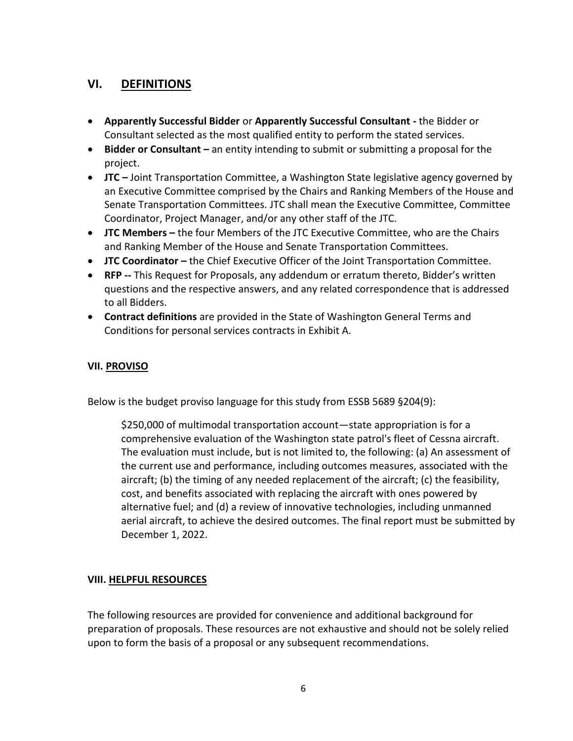## VI. DEFINITIONS

- **Apparently Successful Bidder** or **Apparently Successful Consultant -** the Bidder or Consultant selected as the most qualified entity to perform the stated services.
- **Bidder or Consultant –** an entity intending to submit or submitting a proposal for the project.
- **JTC –** Joint Transportation Committee, a Washington State legislative agency governed by an Executive Committee comprised by the Chairs and Ranking Members of the House and Senate Transportation Committees. JTC shall mean the Executive Committee, Committee Coordinator, Project Manager, and/or any other staff of the JTC.
- **JTC Members –** the four Members of the JTC Executive Committee, who are the Chairs and Ranking Member of the House and Senate Transportation Committees.
- **JTC Coordinator –** the Chief Executive Officer of the Joint Transportation Committee.
- **RFP --** This Request for Proposals, any addendum or erratum thereto, Bidder's written questions and the respective answers, and any related correspondence that is addressed to all Bidders.
- **Contract definitions** are provided in the State of Washington General Terms and Conditions for personal services contracts in Exhibit A.

### VII. PROVISO

Below is the budget proviso language for this study from ESSB 5689 §204(9):

> $250,000 of multimodal transportation account—state appropriation is for a comprehensive evaluation of the Washington state patrol's fleet of Cessna aircraft. The evaluation must include, but is not limited to, the following: (a) An assessment of the current use and performance, including outcomes measures, associated with the aircraft; (b) the timing of any needed replacement of the aircraft; (c) the feasibility, cost, and benefits associated with replacing the aircraft with ones powered by alternative fuel; and (d) a review of innovative technologies, including unmanned aerial aircraft, to achieve the desired outcomes. The final report must be submitted by December 1, 2022.

### VIII. HELPFUL RESOURCES

The following resources are provided for convenience and additional background for preparation of proposals. These resources are not exhaustive and should not be solely relied upon to form the basis of a proposal or any subsequent recommendations.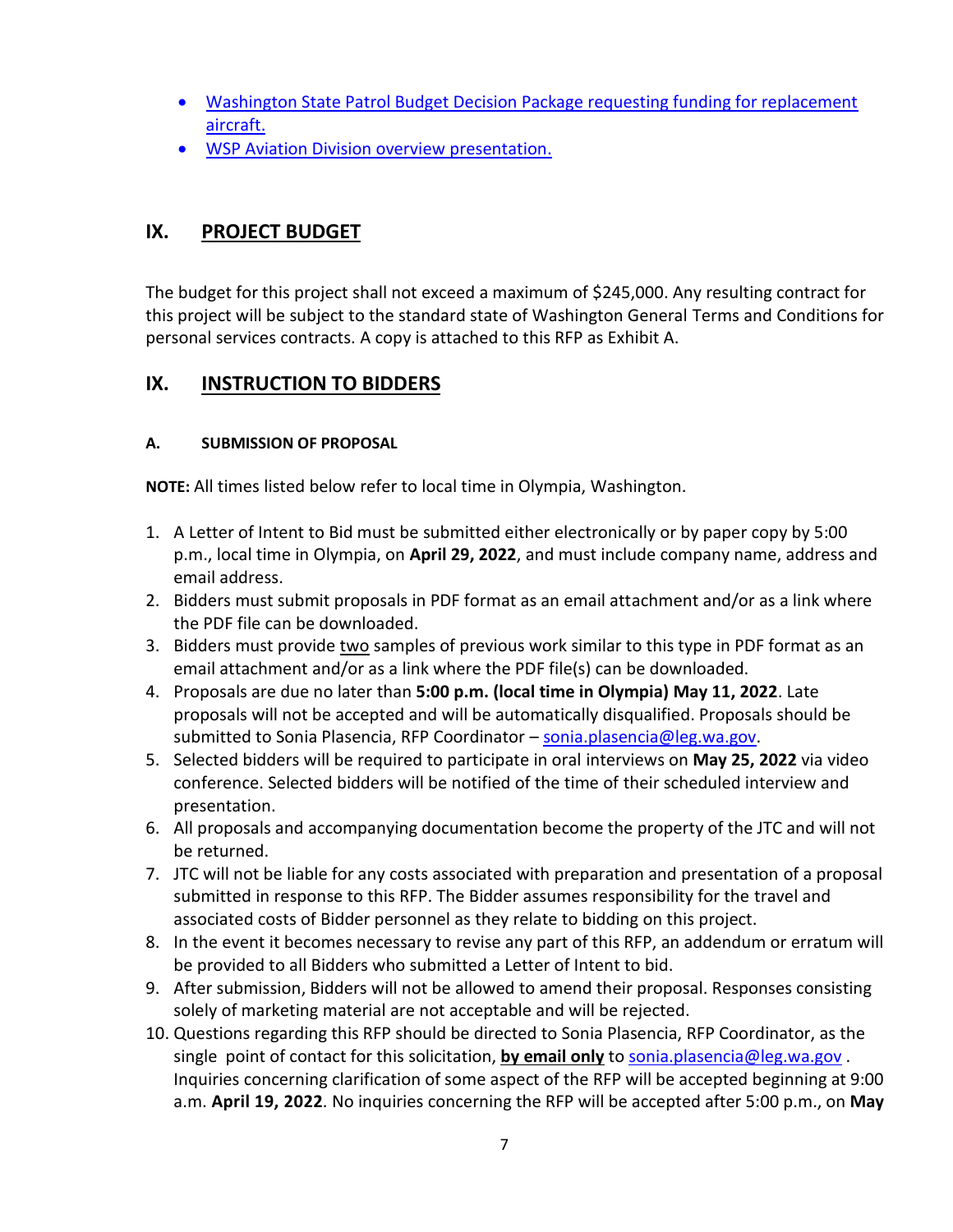- [Washington State Patrol Budget Decision Package requesting funding for replacement aircraft.]()
- [WSP Aviation Division overview presentation.]()

## IX. PROJECT BUDGET

The budget for this project shall not exceed a maximum of $245,000. Any resulting contract for this project will be subject to the standard state of Washington General Terms and Conditions for personal services contracts. A copy is attached to this RFP as Exhibit A.

## IX. INSTRUCTION TO BIDDERS

### A. SUBMISSION OF PROPOSAL

**NOTE:** All times listed below refer to local time in Olympia, Washington.

1. A Letter of Intent to Bid must be submitted either electronically or by paper copy by 5:00 p.m., local time in Olympia, on **April 29, 2022**, and must include company name, address and email address.
2. Bidders must submit proposals in PDF format as an email attachment and/or as a link where the PDF file can be downloaded.
3. Bidders must provide two samples of previous work similar to this type in PDF format as an email attachment and/or as a link where the PDF file(s) can be downloaded.
4. Proposals are due no later than **5:00 p.m. (local time in Olympia) May 11, 2022**. Late proposals will not be accepted and will be automatically disqualified. Proposals should be submitted to Sonia Plasencia, RFP Coordinator – sonia.plasencia@leg.wa.gov.
5. Selected bidders will be required to participate in oral interviews on **May 25, 2022** via video conference. Selected bidders will be notified of the time of their scheduled interview and presentation.
6. All proposals and accompanying documentation become the property of the JTC and will not be returned.
7. JTC will not be liable for any costs associated with preparation and presentation of a proposal submitted in response to this RFP. The Bidder assumes responsibility for the travel and associated costs of Bidder personnel as they relate to bidding on this project.
8. In the event it becomes necessary to revise any part of this RFP, an addendum or erratum will be provided to all Bidders who submitted a Letter of Intent to bid.
9. After submission, Bidders will not be allowed to amend their proposal. Responses consisting solely of marketing material are not acceptable and will be rejected.
10. Questions regarding this RFP should be directed to Sonia Plasencia, RFP Coordinator, as the single point of contact for this solicitation, **by email only** to sonia.plasencia@leg.wa.gov . Inquiries concerning clarification of some aspect of the RFP will be accepted beginning at 9:00 a.m. **April 19, 2022**. No inquiries concerning the RFP will be accepted after 5:00 p.m., on **May**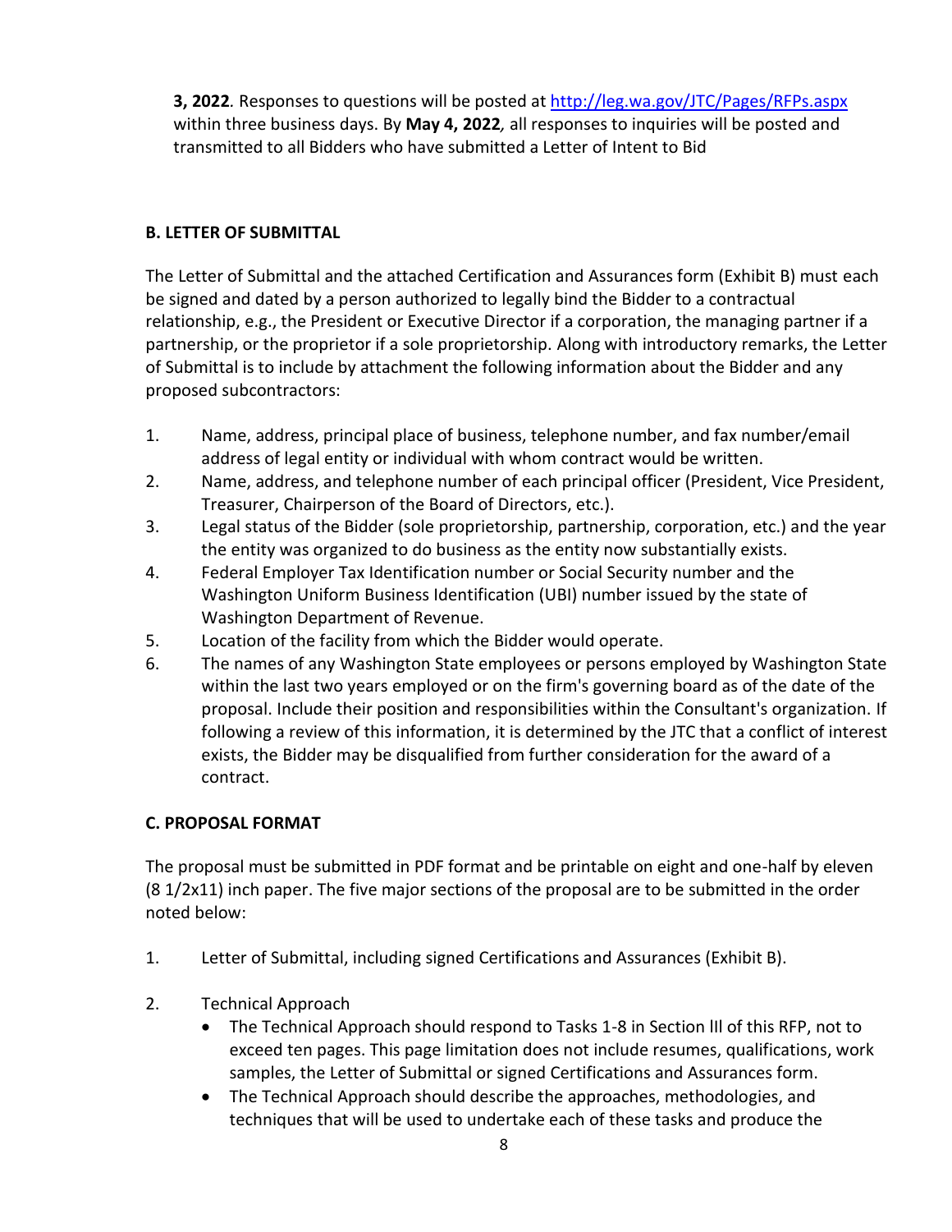**3, 2022**. Responses to questions will be posted at http://leg.wa.gov/JTC/Pages/RFPs.aspx within three business days. By **May 4, 2022**, all responses to inquiries will be posted and transmitted to all Bidders who have submitted a Letter of Intent to Bid

### B. LETTER OF SUBMITTAL

The Letter of Submittal and the attached Certification and Assurances form (Exhibit B) must each be signed and dated by a person authorized to legally bind the Bidder to a contractual relationship, e.g., the President or Executive Director if a corporation, the managing partner if a partnership, or the proprietor if a sole proprietorship. Along with introductory remarks, the Letter of Submittal is to include by attachment the following information about the Bidder and any proposed subcontractors:

1. Name, address, principal place of business, telephone number, and fax number/email address of legal entity or individual with whom contract would be written.
2. Name, address, and telephone number of each principal officer (President, Vice President, Treasurer, Chairperson of the Board of Directors, etc.).
3. Legal status of the Bidder (sole proprietorship, partnership, corporation, etc.) and the year the entity was organized to do business as the entity now substantially exists.
4. Federal Employer Tax Identification number or Social Security number and the Washington Uniform Business Identification (UBI) number issued by the state of Washington Department of Revenue.
5. Location of the facility from which the Bidder would operate.
6. The names of any Washington State employees or persons employed by Washington State within the last two years employed or on the firm's governing board as of the date of the proposal. Include their position and responsibilities within the Consultant's organization. If following a review of this information, it is determined by the JTC that a conflict of interest exists, the Bidder may be disqualified from further consideration for the award of a contract.

### C. PROPOSAL FORMAT

The proposal must be submitted in PDF format and be printable on eight and one-half by eleven (8 1/2x11) inch paper. The five major sections of the proposal are to be submitted in the order noted below:

1. Letter of Submittal, including signed Certifications and Assurances (Exhibit B).

2. Technical Approach
   - The Technical Approach should respond to Tasks 1-8 in Section III of this RFP, not to exceed ten pages. This page limitation does not include resumes, qualifications, work samples, the Letter of Submittal or signed Certifications and Assurances form.
   - The Technical Approach should describe the approaches, methodologies, and techniques that will be used to undertake each of these tasks and produce the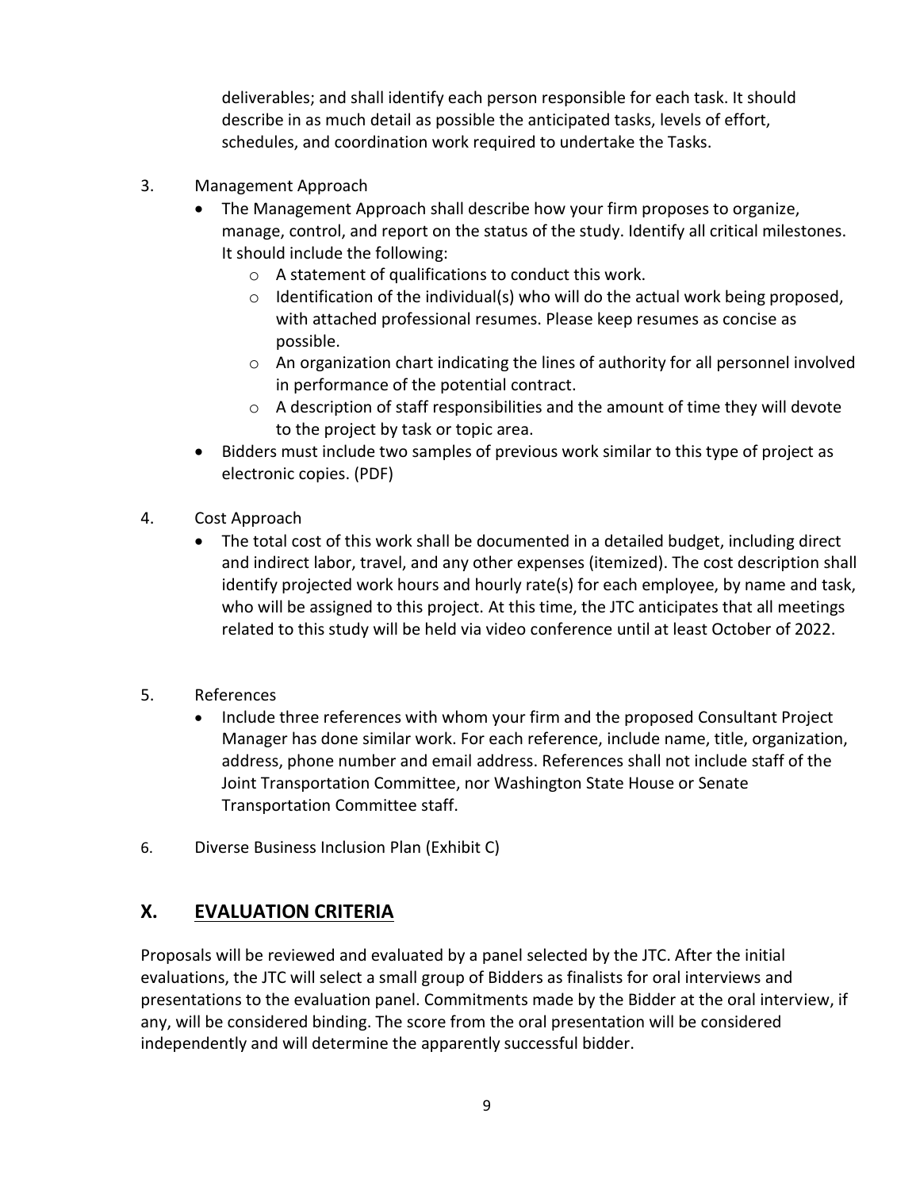deliverables; and shall identify each person responsible for each task. It should describe in as much detail as possible the anticipated tasks, levels of effort, schedules, and coordination work required to undertake the Tasks.

3. Management Approach
   - The Management Approach shall describe how your firm proposes to organize, manage, control, and report on the status of the study. Identify all critical milestones. It should include the following:
     - A statement of qualifications to conduct this work.
     - Identification of the individual(s) who will do the actual work being proposed, with attached professional resumes. Please keep resumes as concise as possible.
     - An organization chart indicating the lines of authority for all personnel involved in performance of the potential contract.
     - A description of staff responsibilities and the amount of time they will devote to the project by task or topic area.
   - Bidders must include two samples of previous work similar to this type of project as electronic copies. (PDF)

4. Cost Approach
   - The total cost of this work shall be documented in a detailed budget, including direct and indirect labor, travel, and any other expenses (itemized). The cost description shall identify projected work hours and hourly rate(s) for each employee, by name and task, who will be assigned to this project. At this time, the JTC anticipates that all meetings related to this study will be held via video conference until at least October of 2022.

5. References
   - Include three references with whom your firm and the proposed Consultant Project Manager has done similar work. For each reference, include name, title, organization, address, phone number and email address. References shall not include staff of the Joint Transportation Committee, nor Washington State House or Senate Transportation Committee staff.

6. Diverse Business Inclusion Plan (Exhibit C)

## X. EVALUATION CRITERIA

Proposals will be reviewed and evaluated by a panel selected by the JTC. After the initial evaluations, the JTC will select a small group of Bidders as finalists for oral interviews and presentations to the evaluation panel. Commitments made by the Bidder at the oral interview, if any, will be considered binding. The score from the oral presentation will be considered independently and will determine the apparently successful bidder.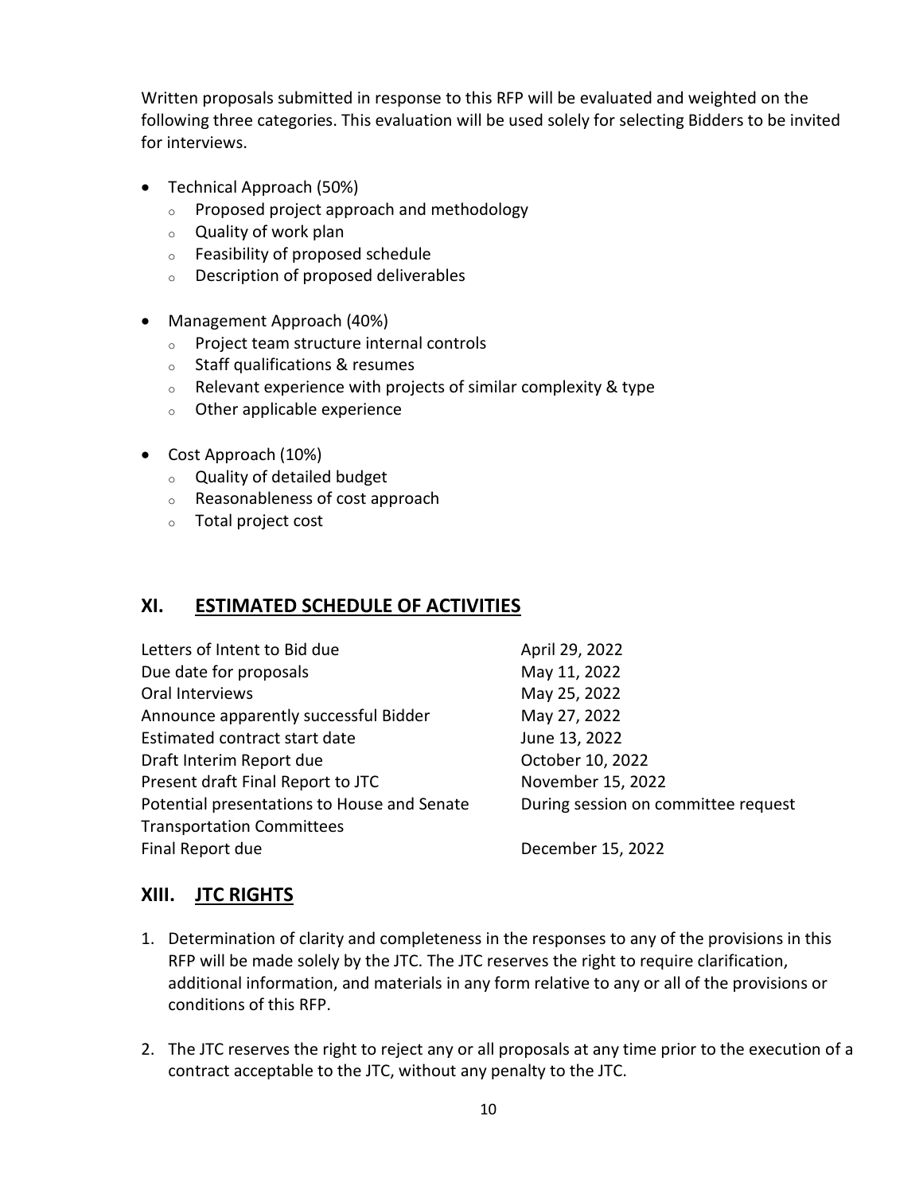Written proposals submitted in response to this RFP will be evaluated and weighted on the following three categories. This evaluation will be used solely for selecting Bidders to be invited for interviews.

- Technical Approach (50%)
  - Proposed project approach and methodology
  - Quality of work plan
  - Feasibility of proposed schedule
  - Description of proposed deliverables

- Management Approach (40%)
  - Project team structure internal controls
  - Staff qualifications & resumes
  - Relevant experience with projects of similar complexity & type
  - Other applicable experience

- Cost Approach (10%)
  - Quality of detailed budget
  - Reasonableness of cost approach
  - Total project cost

## XI. <u>ESTIMATED SCHEDULE OF ACTIVITIES</u>

| | |
|---|---|
| Letters of Intent to Bid due | April 29, 2022 |
| Due date for proposals | May 11, 2022 |
| Oral Interviews | May 25, 2022 |
| Announce apparently successful Bidder | May 27, 2022 |
| Estimated contract start date | June 13, 2022 |
| Draft Interim Report due | October 10, 2022 |
| Present draft Final Report to JTC | November 15, 2022 |
| Potential presentations to House and Senate Transportation Committees | During session on committee request |
| Final Report due | December 15, 2022 |

## XIII. <u>JTC RIGHTS</u>

1. Determination of clarity and completeness in the responses to any of the provisions in this RFP will be made solely by the JTC. The JTC reserves the right to require clarification, additional information, and materials in any form relative to any or all of the provisions or conditions of this RFP.

2. The JTC reserves the right to reject any or all proposals at any time prior to the execution of a contract acceptable to the JTC, without any penalty to the JTC.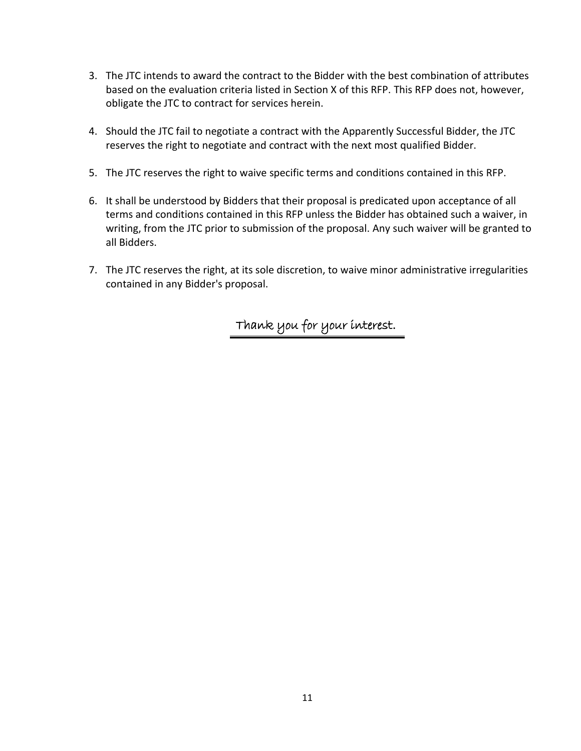3. The JTC intends to award the contract to the Bidder with the best combination of attributes based on the evaluation criteria listed in Section X of this RFP. This RFP does not, however, obligate the JTC to contract for services herein.

4. Should the JTC fail to negotiate a contract with the Apparently Successful Bidder, the JTC reserves the right to negotiate and contract with the next most qualified Bidder.

5. The JTC reserves the right to waive specific terms and conditions contained in this RFP.

6. It shall be understood by Bidders that their proposal is predicated upon acceptance of all terms and conditions contained in this RFP unless the Bidder has obtained such a waiver, in writing, from the JTC prior to submission of the proposal. Any such waiver will be granted to all Bidders.

7. The JTC reserves the right, at its sole discretion, to waive minor administrative irregularities contained in any Bidder's proposal.

Thank you for your interest.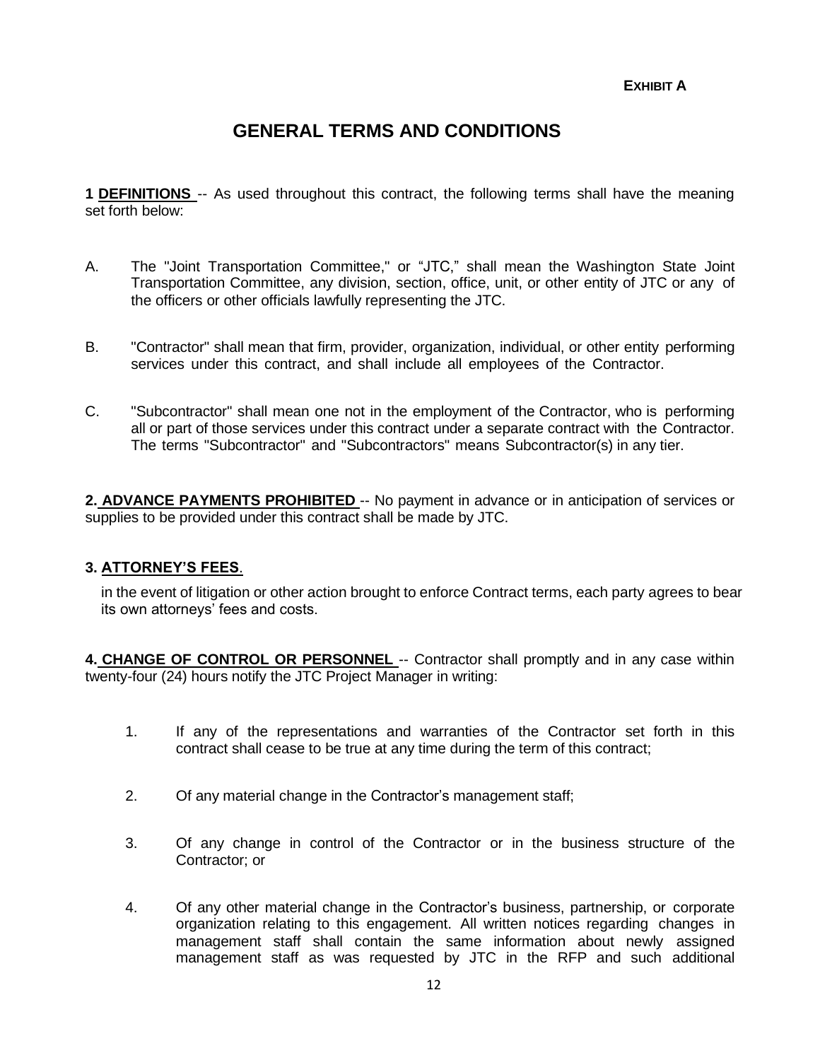**EXHIBIT A**

# GENERAL TERMS AND CONDITIONS

**1 DEFINITIONS** -- As used throughout this contract, the following terms shall have the meaning set forth below:

A. The "Joint Transportation Committee," or "JTC," shall mean the Washington State Joint Transportation Committee, any division, section, office, unit, or other entity of JTC or any of the officers or other officials lawfully representing the JTC.

B. "Contractor" shall mean that firm, provider, organization, individual, or other entity performing services under this contract, and shall include all employees of the Contractor.

C. "Subcontractor" shall mean one not in the employment of the Contractor, who is performing all or part of those services under this contract under a separate contract with the Contractor. The terms "Subcontractor" and "Subcontractors" means Subcontractor(s) in any tier.

**2. ADVANCE PAYMENTS PROHIBITED** -- No payment in advance or in anticipation of services or supplies to be provided under this contract shall be made by JTC.

**3. ATTORNEY'S FEES**.

in the event of litigation or other action brought to enforce Contract terms, each party agrees to bear its own attorneys' fees and costs.

**4. CHANGE OF CONTROL OR PERSONNEL** -- Contractor shall promptly and in any case within twenty-four (24) hours notify the JTC Project Manager in writing:

1. If any of the representations and warranties of the Contractor set forth in this contract shall cease to be true at any time during the term of this contract;

2. Of any material change in the Contractor's management staff;

3. Of any change in control of the Contractor or in the business structure of the Contractor; or

4. Of any other material change in the Contractor's business, partnership, or corporate organization relating to this engagement. All written notices regarding changes in management staff shall contain the same information about newly assigned management staff as was requested by JTC in the RFP and such additional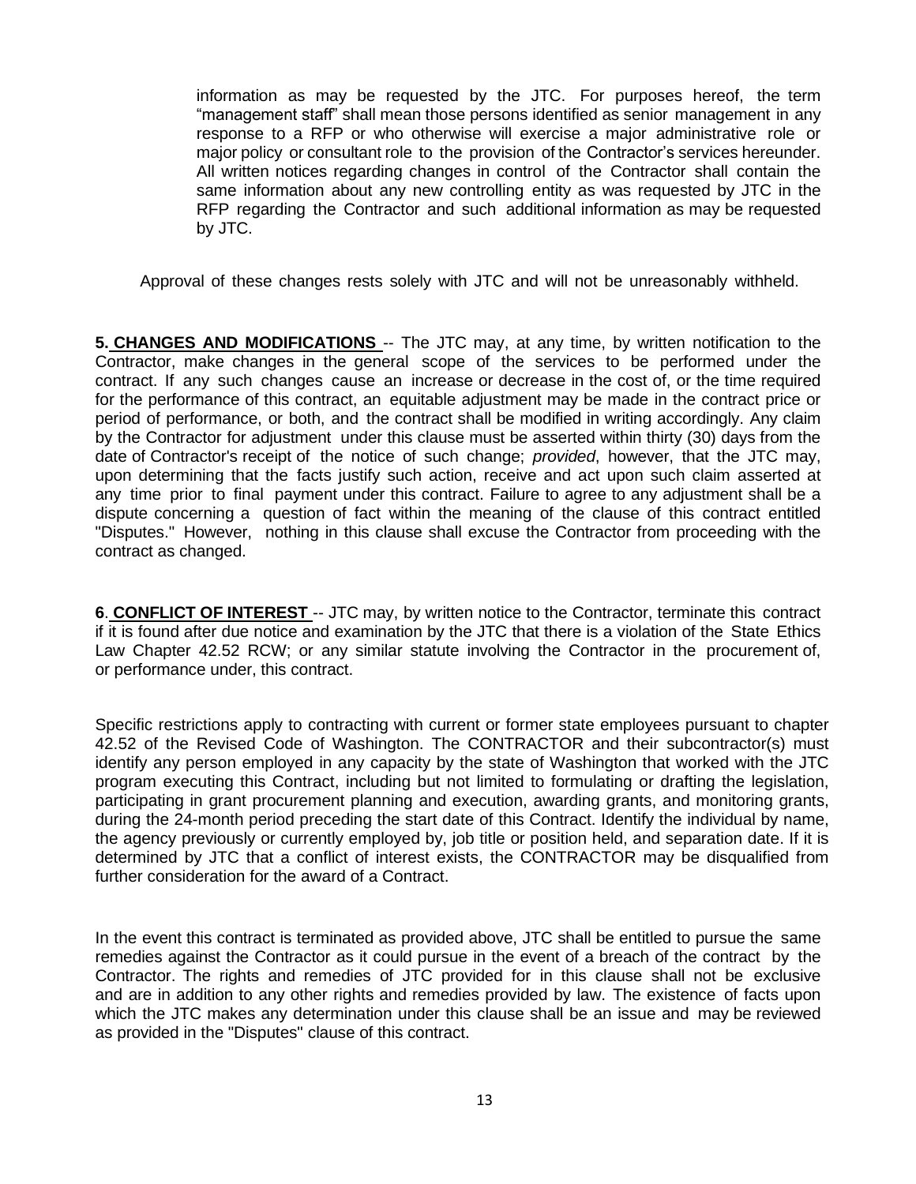information as may be requested by the JTC. For purposes hereof, the term "management staff" shall mean those persons identified as senior management in any response to a RFP or who otherwise will exercise a major administrative role or major policy or consultant role to the provision of the Contractor's services hereunder. All written notices regarding changes in control of the Contractor shall contain the same information about any new controlling entity as was requested by JTC in the RFP regarding the Contractor and such additional information as may be requested by JTC.

Approval of these changes rests solely with JTC and will not be unreasonably withheld.

**5. <u>CHANGES AND MODIFICATIONS</u>** -- The JTC may, at any time, by written notification to the Contractor, make changes in the general scope of the services to be performed under the contract. If any such changes cause an increase or decrease in the cost of, or the time required for the performance of this contract, an equitable adjustment may be made in the contract price or period of performance, or both, and the contract shall be modified in writing accordingly. Any claim by the Contractor for adjustment under this clause must be asserted within thirty (30) days from the date of Contractor's receipt of the notice of such change; *provided*, however, that the JTC may, upon determining that the facts justify such action, receive and act upon such claim asserted at any time prior to final payment under this contract. Failure to agree to any adjustment shall be a dispute concerning a question of fact within the meaning of the clause of this contract entitled "Disputes." However, nothing in this clause shall excuse the Contractor from proceeding with the contract as changed.

**6. <u>CONFLICT OF INTEREST</u>** -- JTC may, by written notice to the Contractor, terminate this contract if it is found after due notice and examination by the JTC that there is a violation of the State Ethics Law Chapter 42.52 RCW; or any similar statute involving the Contractor in the procurement of, or performance under, this contract.

Specific restrictions apply to contracting with current or former state employees pursuant to chapter 42.52 of the Revised Code of Washington. The CONTRACTOR and their subcontractor(s) must identify any person employed in any capacity by the state of Washington that worked with the JTC program executing this Contract, including but not limited to formulating or drafting the legislation, participating in grant procurement planning and execution, awarding grants, and monitoring grants, during the 24-month period preceding the start date of this Contract. Identify the individual by name, the agency previously or currently employed by, job title or position held, and separation date. If it is determined by JTC that a conflict of interest exists, the CONTRACTOR may be disqualified from further consideration for the award of a Contract.

In the event this contract is terminated as provided above, JTC shall be entitled to pursue the same remedies against the Contractor as it could pursue in the event of a breach of the contract by the Contractor. The rights and remedies of JTC provided for in this clause shall not be exclusive and are in addition to any other rights and remedies provided by law. The existence of facts upon which the JTC makes any determination under this clause shall be an issue and may be reviewed as provided in the "Disputes" clause of this contract.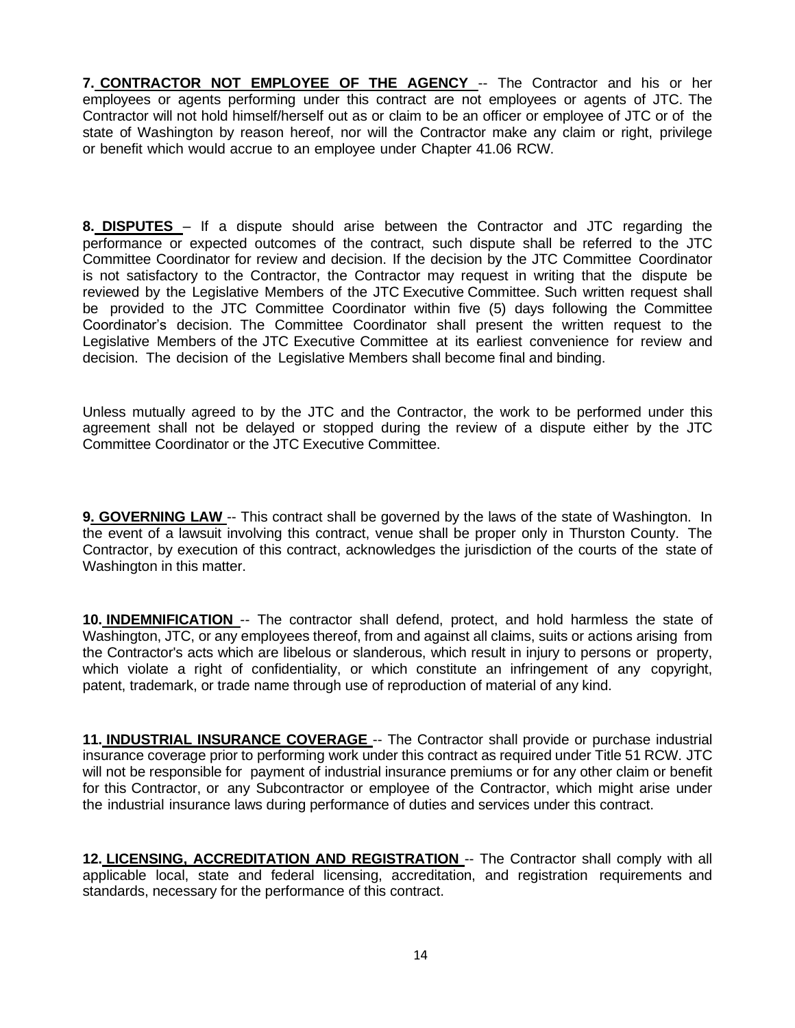**7. CONTRACTOR NOT EMPLOYEE OF THE AGENCY** -- The Contractor and his or her employees or agents performing under this contract are not employees or agents of JTC. The Contractor will not hold himself/herself out as or claim to be an officer or employee of JTC or of the state of Washington by reason hereof, nor will the Contractor make any claim or right, privilege or benefit which would accrue to an employee under Chapter 41.06 RCW.

**8. DISPUTES** – If a dispute should arise between the Contractor and JTC regarding the performance or expected outcomes of the contract, such dispute shall be referred to the JTC Committee Coordinator for review and decision. If the decision by the JTC Committee Coordinator is not satisfactory to the Contractor, the Contractor may request in writing that the dispute be reviewed by the Legislative Members of the JTC Executive Committee. Such written request shall be provided to the JTC Committee Coordinator within five (5) days following the Committee Coordinator's decision. The Committee Coordinator shall present the written request to the Legislative Members of the JTC Executive Committee at its earliest convenience for review and decision. The decision of the Legislative Members shall become final and binding.

Unless mutually agreed to by the JTC and the Contractor, the work to be performed under this agreement shall not be delayed or stopped during the review of a dispute either by the JTC Committee Coordinator or the JTC Executive Committee.

**9. GOVERNING LAW** -- This contract shall be governed by the laws of the state of Washington. In the event of a lawsuit involving this contract, venue shall be proper only in Thurston County. The Contractor, by execution of this contract, acknowledges the jurisdiction of the courts of the state of Washington in this matter.

**10. INDEMNIFICATION** -- The contractor shall defend, protect, and hold harmless the state of Washington, JTC, or any employees thereof, from and against all claims, suits or actions arising from the Contractor's acts which are libelous or slanderous, which result in injury to persons or property, which violate a right of confidentiality, or which constitute an infringement of any copyright, patent, trademark, or trade name through use of reproduction of material of any kind.

**11. INDUSTRIAL INSURANCE COVERAGE** -- The Contractor shall provide or purchase industrial insurance coverage prior to performing work under this contract as required under Title 51 RCW. JTC will not be responsible for payment of industrial insurance premiums or for any other claim or benefit for this Contractor, or any Subcontractor or employee of the Contractor, which might arise under the industrial insurance laws during performance of duties and services under this contract.

**12. LICENSING, ACCREDITATION AND REGISTRATION** -- The Contractor shall comply with all applicable local, state and federal licensing, accreditation, and registration requirements and standards, necessary for the performance of this contract.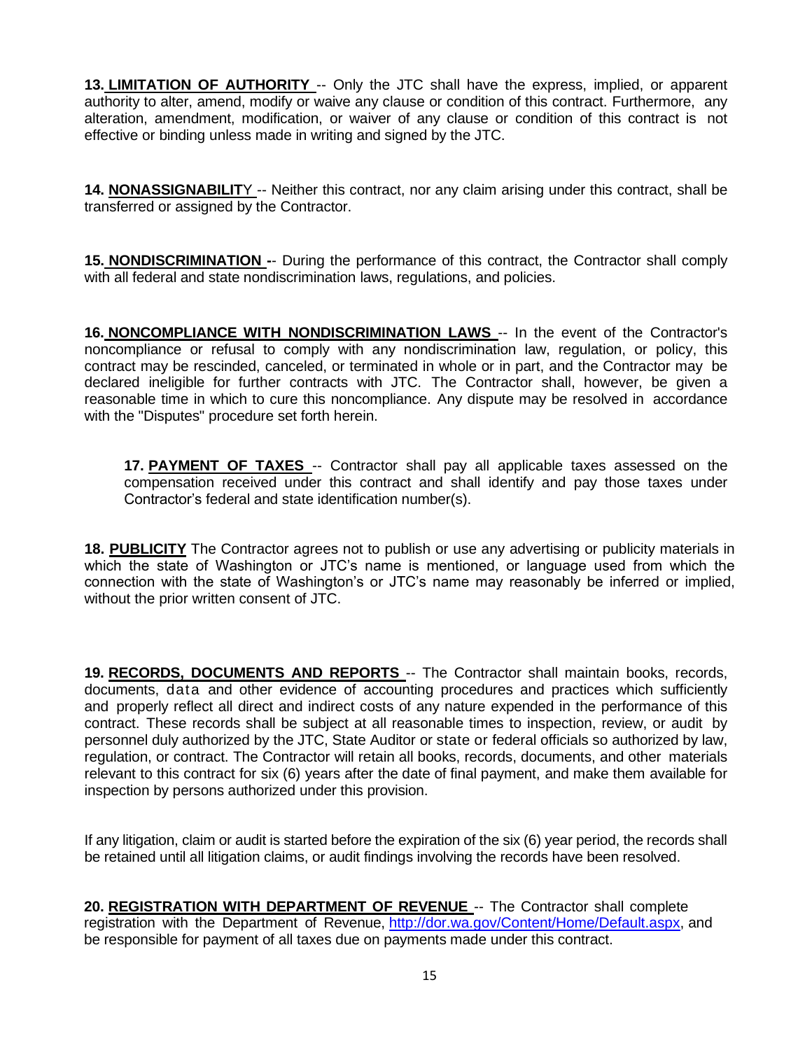**13. LIMITATION OF AUTHORITY** -- Only the JTC shall have the express, implied, or apparent authority to alter, amend, modify or waive any clause or condition of this contract. Furthermore, any alteration, amendment, modification, or waiver of any clause or condition of this contract is not effective or binding unless made in writing and signed by the JTC.

**14. NONASSIGNABILITY** -- Neither this contract, nor any claim arising under this contract, shall be transferred or assigned by the Contractor.

**15. NONDISCRIMINATION** -- During the performance of this contract, the Contractor shall comply with all federal and state nondiscrimination laws, regulations, and policies.

**16. NONCOMPLIANCE WITH NONDISCRIMINATION LAWS** -- In the event of the Contractor's noncompliance or refusal to comply with any nondiscrimination law, regulation, or policy, this contract may be rescinded, canceled, or terminated in whole or in part, and the Contractor may be declared ineligible for further contracts with JTC. The Contractor shall, however, be given a reasonable time in which to cure this noncompliance. Any dispute may be resolved in accordance with the "Disputes" procedure set forth herein.

**17. PAYMENT OF TAXES** -- Contractor shall pay all applicable taxes assessed on the compensation received under this contract and shall identify and pay those taxes under Contractor's federal and state identification number(s).

**18. PUBLICITY** The Contractor agrees not to publish or use any advertising or publicity materials in which the state of Washington or JTC's name is mentioned, or language used from which the connection with the state of Washington's or JTC's name may reasonably be inferred or implied, without the prior written consent of JTC.

**19. RECORDS, DOCUMENTS AND REPORTS** -- The Contractor shall maintain books, records, documents, data and other evidence of accounting procedures and practices which sufficiently and properly reflect all direct and indirect costs of any nature expended in the performance of this contract. These records shall be subject at all reasonable times to inspection, review, or audit by personnel duly authorized by the JTC, State Auditor or state or federal officials so authorized by law, regulation, or contract. The Contractor will retain all books, records, documents, and other materials relevant to this contract for six (6) years after the date of final payment, and make them available for inspection by persons authorized under this provision.

If any litigation, claim or audit is started before the expiration of the six (6) year period, the records shall be retained until all litigation claims, or audit findings involving the records have been resolved.

**20. REGISTRATION WITH DEPARTMENT OF REVENUE** -- The Contractor shall complete registration with the Department of Revenue, http://dor.wa.gov/Content/Home/Default.aspx, and be responsible for payment of all taxes due on payments made under this contract.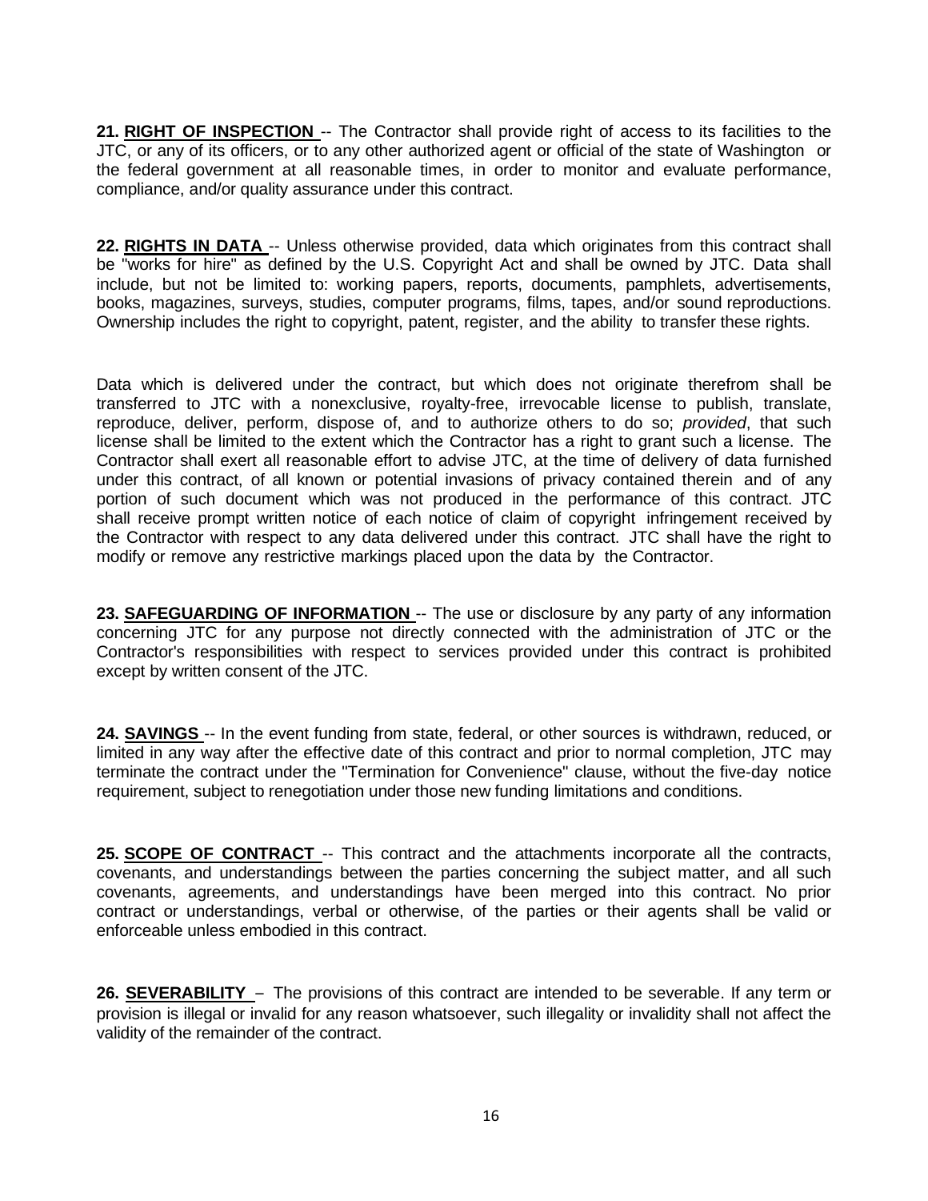**21. RIGHT OF INSPECTION** -- The Contractor shall provide right of access to its facilities to the JTC, or any of its officers, or to any other authorized agent or official of the state of Washington or the federal government at all reasonable times, in order to monitor and evaluate performance, compliance, and/or quality assurance under this contract.

**22. RIGHTS IN DATA** -- Unless otherwise provided, data which originates from this contract shall be "works for hire" as defined by the U.S. Copyright Act and shall be owned by JTC. Data shall include, but not be limited to: working papers, reports, documents, pamphlets, advertisements, books, magazines, surveys, studies, computer programs, films, tapes, and/or sound reproductions. Ownership includes the right to copyright, patent, register, and the ability to transfer these rights.

Data which is delivered under the contract, but which does not originate therefrom shall be transferred to JTC with a nonexclusive, royalty-free, irrevocable license to publish, translate, reproduce, deliver, perform, dispose of, and to authorize others to do so; *provided*, that such license shall be limited to the extent which the Contractor has a right to grant such a license. The Contractor shall exert all reasonable effort to advise JTC, at the time of delivery of data furnished under this contract, of all known or potential invasions of privacy contained therein and of any portion of such document which was not produced in the performance of this contract. JTC shall receive prompt written notice of each notice of claim of copyright infringement received by the Contractor with respect to any data delivered under this contract. JTC shall have the right to modify or remove any restrictive markings placed upon the data by the Contractor.

**23. SAFEGUARDING OF INFORMATION** -- The use or disclosure by any party of any information concerning JTC for any purpose not directly connected with the administration of JTC or the Contractor's responsibilities with respect to services provided under this contract is prohibited except by written consent of the JTC.

**24. SAVINGS** -- In the event funding from state, federal, or other sources is withdrawn, reduced, or limited in any way after the effective date of this contract and prior to normal completion, JTC may terminate the contract under the "Termination for Convenience" clause, without the five-day notice requirement, subject to renegotiation under those new funding limitations and conditions.

**25. SCOPE OF CONTRACT** -- This contract and the attachments incorporate all the contracts, covenants, and understandings between the parties concerning the subject matter, and all such covenants, agreements, and understandings have been merged into this contract. No prior contract or understandings, verbal or otherwise, of the parties or their agents shall be valid or enforceable unless embodied in this contract.

**26. SEVERABILITY** – The provisions of this contract are intended to be severable. If any term or provision is illegal or invalid for any reason whatsoever, such illegality or invalidity shall not affect the validity of the remainder of the contract.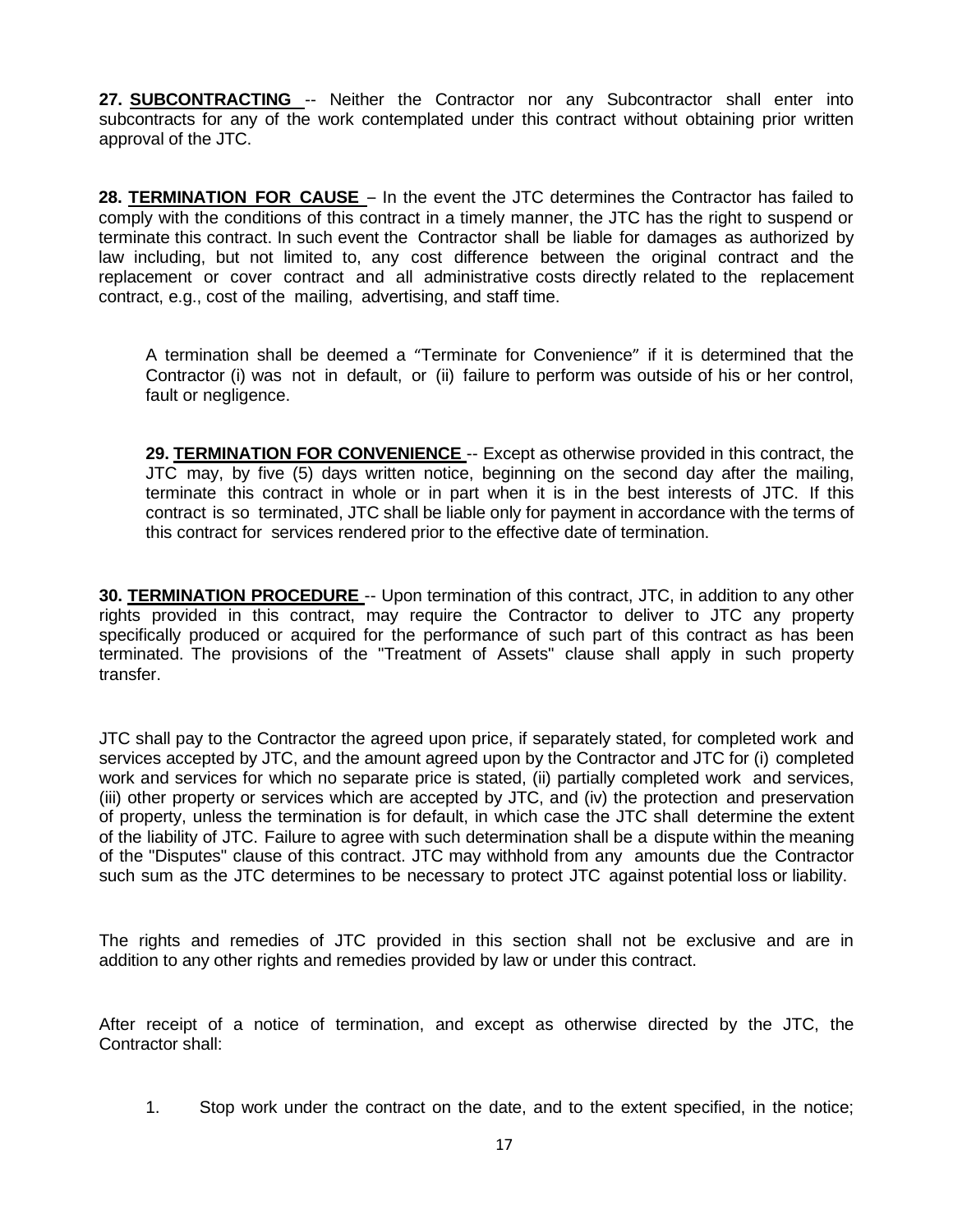**27. SUBCONTRACTING** -- Neither the Contractor nor any Subcontractor shall enter into subcontracts for any of the work contemplated under this contract without obtaining prior written approval of the JTC.

**28. TERMINATION FOR CAUSE** – In the event the JTC determines the Contractor has failed to comply with the conditions of this contract in a timely manner, the JTC has the right to suspend or terminate this contract. In such event the Contractor shall be liable for damages as authorized by law including, but not limited to, any cost difference between the original contract and the replacement or cover contract and all administrative costs directly related to the replacement contract, e.g., cost of the mailing, advertising, and staff time.

A termination shall be deemed a "Terminate for Convenience" if it is determined that the Contractor (i) was not in default, or (ii) failure to perform was outside of his or her control, fault or negligence.

**29. TERMINATION FOR CONVENIENCE** -- Except as otherwise provided in this contract, the JTC may, by five (5) days written notice, beginning on the second day after the mailing, terminate this contract in whole or in part when it is in the best interests of JTC. If this contract is so terminated, JTC shall be liable only for payment in accordance with the terms of this contract for services rendered prior to the effective date of termination.

**30. TERMINATION PROCEDURE** -- Upon termination of this contract, JTC, in addition to any other rights provided in this contract, may require the Contractor to deliver to JTC any property specifically produced or acquired for the performance of such part of this contract as has been terminated. The provisions of the "Treatment of Assets" clause shall apply in such property transfer.

JTC shall pay to the Contractor the agreed upon price, if separately stated, for completed work and services accepted by JTC, and the amount agreed upon by the Contractor and JTC for (i) completed work and services for which no separate price is stated, (ii) partially completed work and services, (iii) other property or services which are accepted by JTC, and (iv) the protection and preservation of property, unless the termination is for default, in which case the JTC shall determine the extent of the liability of JTC. Failure to agree with such determination shall be a dispute within the meaning of the "Disputes" clause of this contract. JTC may withhold from any amounts due the Contractor such sum as the JTC determines to be necessary to protect JTC against potential loss or liability.

The rights and remedies of JTC provided in this section shall not be exclusive and are in addition to any other rights and remedies provided by law or under this contract.

After receipt of a notice of termination, and except as otherwise directed by the JTC, the Contractor shall:

1. Stop work under the contract on the date, and to the extent specified, in the notice;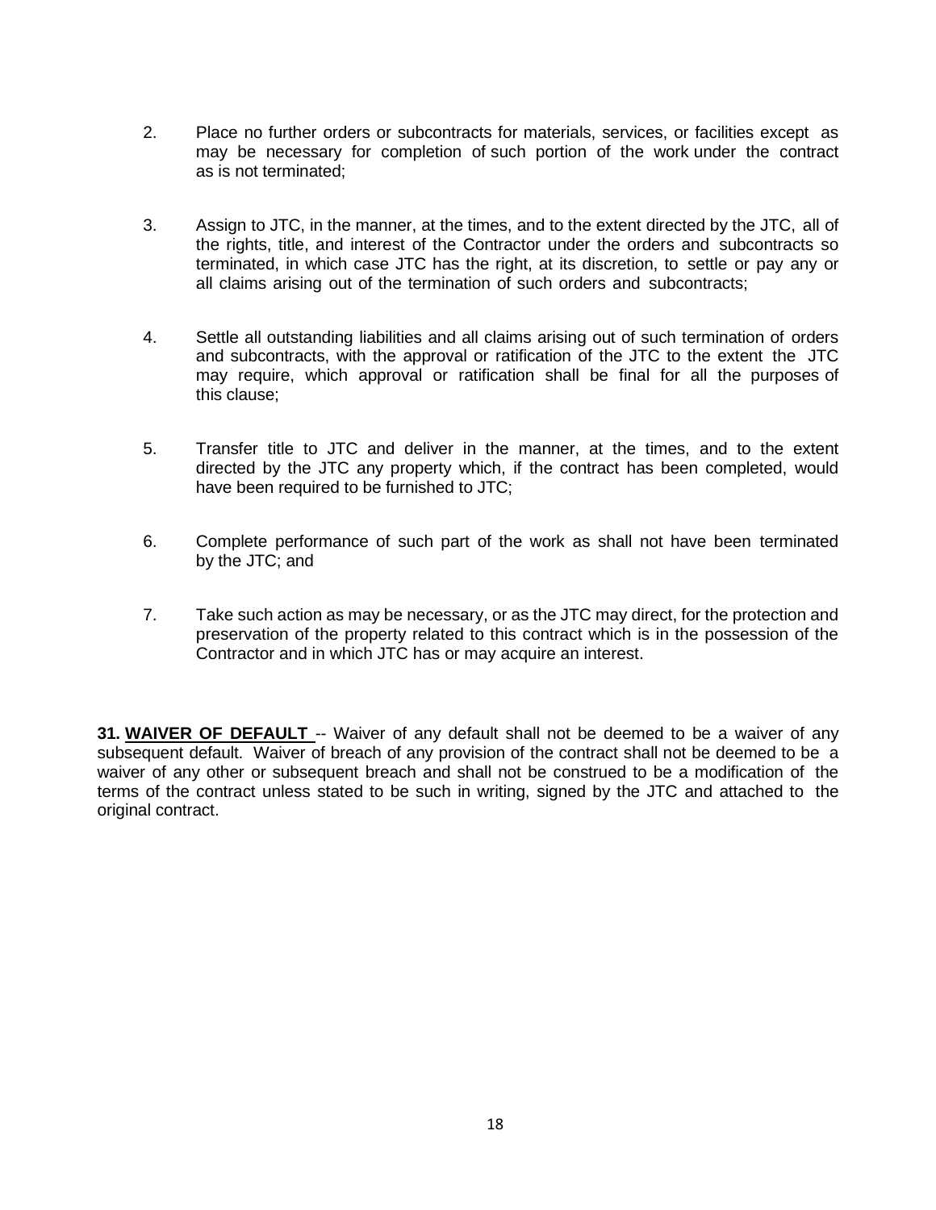2. Place no further orders or subcontracts for materials, services, or facilities except as may be necessary for completion of such portion of the work under the contract as is not terminated;

3. Assign to JTC, in the manner, at the times, and to the extent directed by the JTC, all of the rights, title, and interest of the Contractor under the orders and subcontracts so terminated, in which case JTC has the right, at its discretion, to settle or pay any or all claims arising out of the termination of such orders and subcontracts;

4. Settle all outstanding liabilities and all claims arising out of such termination of orders and subcontracts, with the approval or ratification of the JTC to the extent the JTC may require, which approval or ratification shall be final for all the purposes of this clause;

5. Transfer title to JTC and deliver in the manner, at the times, and to the extent directed by the JTC any property which, if the contract has been completed, would have been required to be furnished to JTC;

6. Complete performance of such part of the work as shall not have been terminated by the JTC; and

7. Take such action as may be necessary, or as the JTC may direct, for the protection and preservation of the property related to this contract which is in the possession of the Contractor and in which JTC has or may acquire an interest.

**31. WAIVER OF DEFAULT** -- Waiver of any default shall not be deemed to be a waiver of any subsequent default. Waiver of breach of any provision of the contract shall not be deemed to be a waiver of any other or subsequent breach and shall not be construed to be a modification of the terms of the contract unless stated to be such in writing, signed by the JTC and attached to the original contract.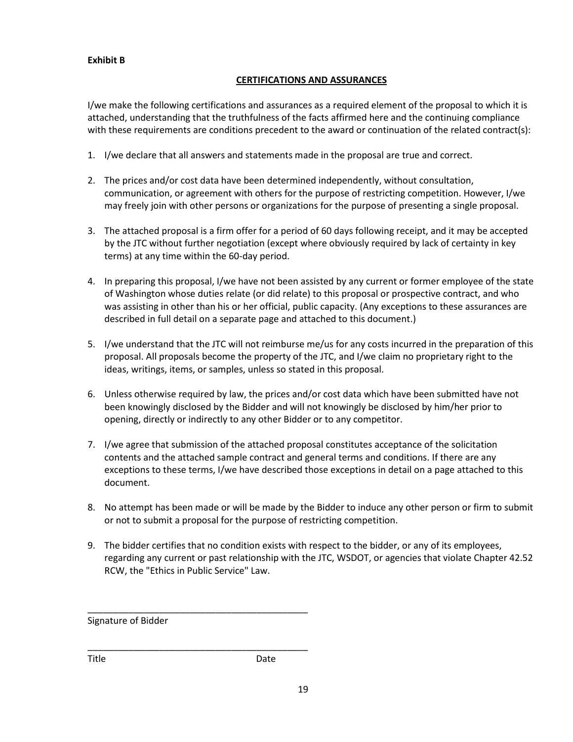**Exhibit B**

## CERTIFICATIONS AND ASSURANCES

I/we make the following certifications and assurances as a required element of the proposal to which it is attached, understanding that the truthfulness of the facts affirmed here and the continuing compliance with these requirements are conditions precedent to the award or continuation of the related contract(s):

1. I/we declare that all answers and statements made in the proposal are true and correct.

2. The prices and/or cost data have been determined independently, without consultation, communication, or agreement with others for the purpose of restricting competition. However, I/we may freely join with other persons or organizations for the purpose of presenting a single proposal.

3. The attached proposal is a firm offer for a period of 60 days following receipt, and it may be accepted by the JTC without further negotiation (except where obviously required by lack of certainty in key terms) at any time within the 60-day period.

4. In preparing this proposal, I/we have not been assisted by any current or former employee of the state of Washington whose duties relate (or did relate) to this proposal or prospective contract, and who was assisting in other than his or her official, public capacity. (Any exceptions to these assurances are described in full detail on a separate page and attached to this document.)

5. I/we understand that the JTC will not reimburse me/us for any costs incurred in the preparation of this proposal. All proposals become the property of the JTC, and I/we claim no proprietary right to the ideas, writings, items, or samples, unless so stated in this proposal.

6. Unless otherwise required by law, the prices and/or cost data which have been submitted have not been knowingly disclosed by the Bidder and will not knowingly be disclosed by him/her prior to opening, directly or indirectly to any other Bidder or to any competitor.

7. I/we agree that submission of the attached proposal constitutes acceptance of the solicitation contents and the attached sample contract and general terms and conditions. If there are any exceptions to these terms, I/we have described those exceptions in detail on a page attached to this document.

8. No attempt has been made or will be made by the Bidder to induce any other person or firm to submit or not to submit a proposal for the purpose of restricting competition.

9. The bidder certifies that no condition exists with respect to the bidder, or any of its employees, regarding any current or past relationship with the JTC, WSDOT, or agencies that violate Chapter 42.52 RCW, the "Ethics in Public Service" Law.

_____________________________________________
Signature of Bidder

_____________________________________________
Title Date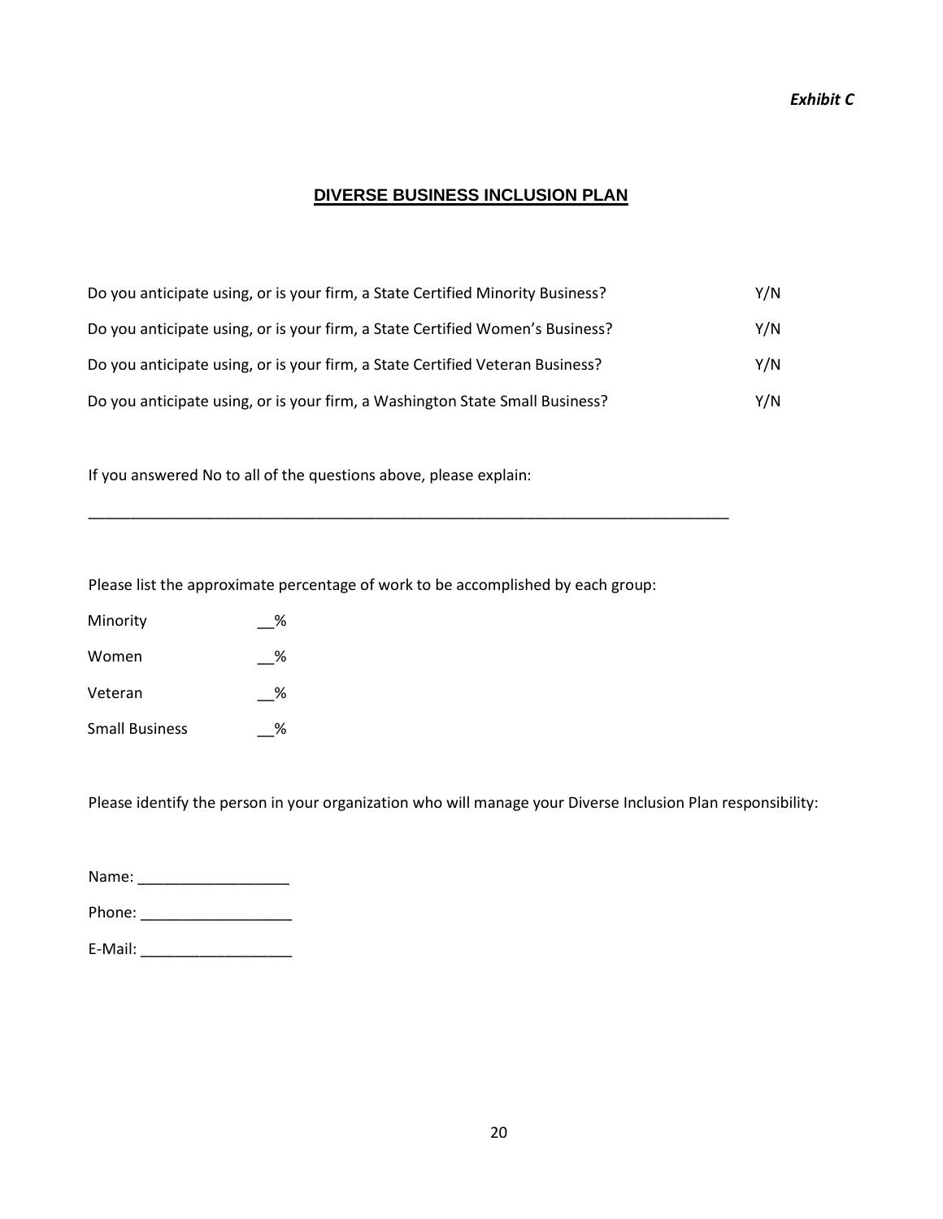*Exhibit C*

## DIVERSE BUSINESS INCLUSION PLAN

| | |
|---|---|
| Do you anticipate using, or is your firm, a State Certified Minority Business? | Y/N |
| Do you anticipate using, or is your firm, a State Certified Women's Business? | Y/N |
| Do you anticipate using, or is your firm, a State Certified Veteran Business? | Y/N |
| Do you anticipate using, or is your firm, a Washington State Small Business? | Y/N |

If you answered No to all of the questions above, please explain:

______________________________________________________________________________

Please list the approximate percentage of work to be accomplished by each group:

| | |
|---|---|
| Minority | __% |
| Women | __% |
| Veteran | __% |
| Small Business | __% |

Please identify the person in your organization who will manage your Diverse Inclusion Plan responsibility:

Name: __________________

Phone: __________________

E-Mail: __________________